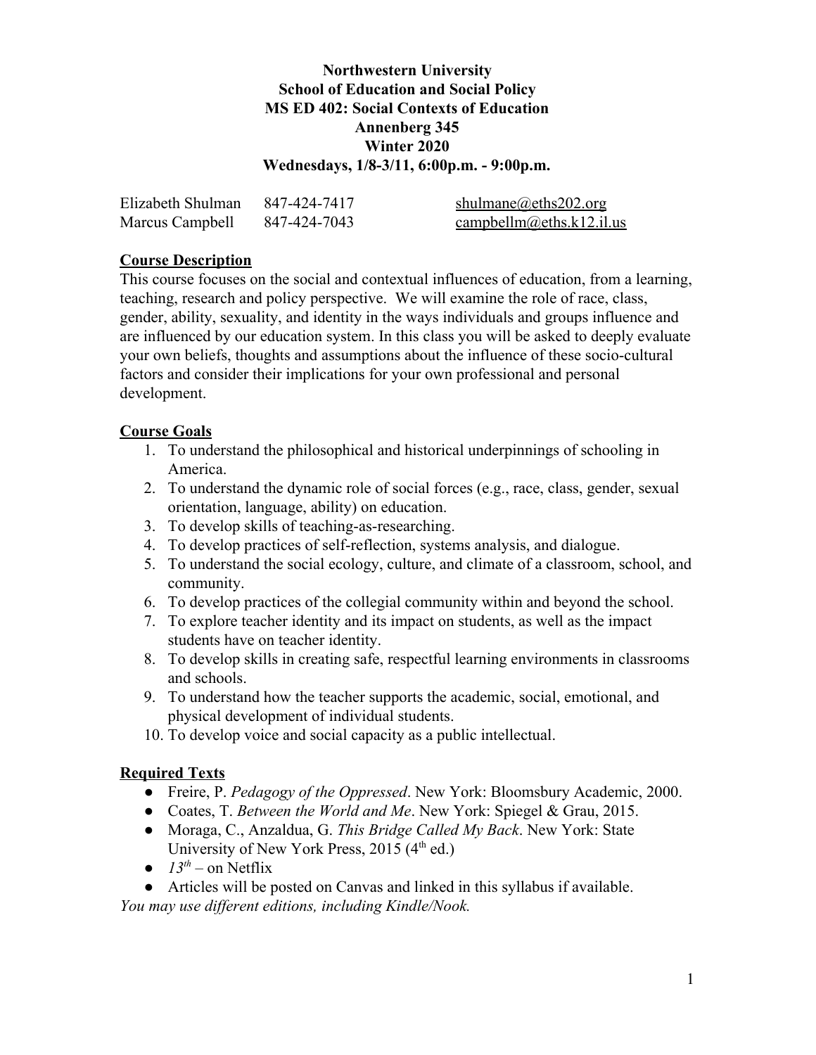**Northwestern University**
**School of Education and Social Policy**
**MS ED 402: Social Contexts of Education**
**Annenberg 345**
**Winter 2020**
**Wednesdays, 1/8-3/11, 6:00p.m. - 9:00p.m.**

| | | |
|---|---|---|
| Elizabeth Shulman | 847-424-7417 | shulmane@eths202.org |
| Marcus Campbell | 847-424-7043 | campbellm@eths.k12.il.us |

## Course Description

This course focuses on the social and contextual influences of education, from a learning, teaching, research and policy perspective. We will examine the role of race, class, gender, ability, sexuality, and identity in the ways individuals and groups influence and are influenced by our education system. In this class you will be asked to deeply evaluate your own beliefs, thoughts and assumptions about the influence of these socio-cultural factors and consider their implications for your own professional and personal development.

## Course Goals

1. To understand the philosophical and historical underpinnings of schooling in America.
2. To understand the dynamic role of social forces (e.g., race, class, gender, sexual orientation, language, ability) on education.
3. To develop skills of teaching-as-researching.
4. To develop practices of self-reflection, systems analysis, and dialogue.
5. To understand the social ecology, culture, and climate of a classroom, school, and community.
6. To develop practices of the collegial community within and beyond the school.
7. To explore teacher identity and its impact on students, as well as the impact students have on teacher identity.
8. To develop skills in creating safe, respectful learning environments in classrooms and schools.
9. To understand how the teacher supports the academic, social, emotional, and physical development of individual students.
10. To develop voice and social capacity as a public intellectual.

## Required Texts

- Freire, P. *Pedagogy of the Oppressed*. New York: Bloomsbury Academic, 2000.
- Coates, T. *Between the World and Me*. New York: Spiegel & Grau, 2015.
- Moraga, C., Anzaldua, G. *This Bridge Called My Back*. New York: State University of New York Press, 2015 (4th ed.)
- *13th* – on Netflix
- Articles will be posted on Canvas and linked in this syllabus if available.

*You may use different editions, including Kindle/Nook.*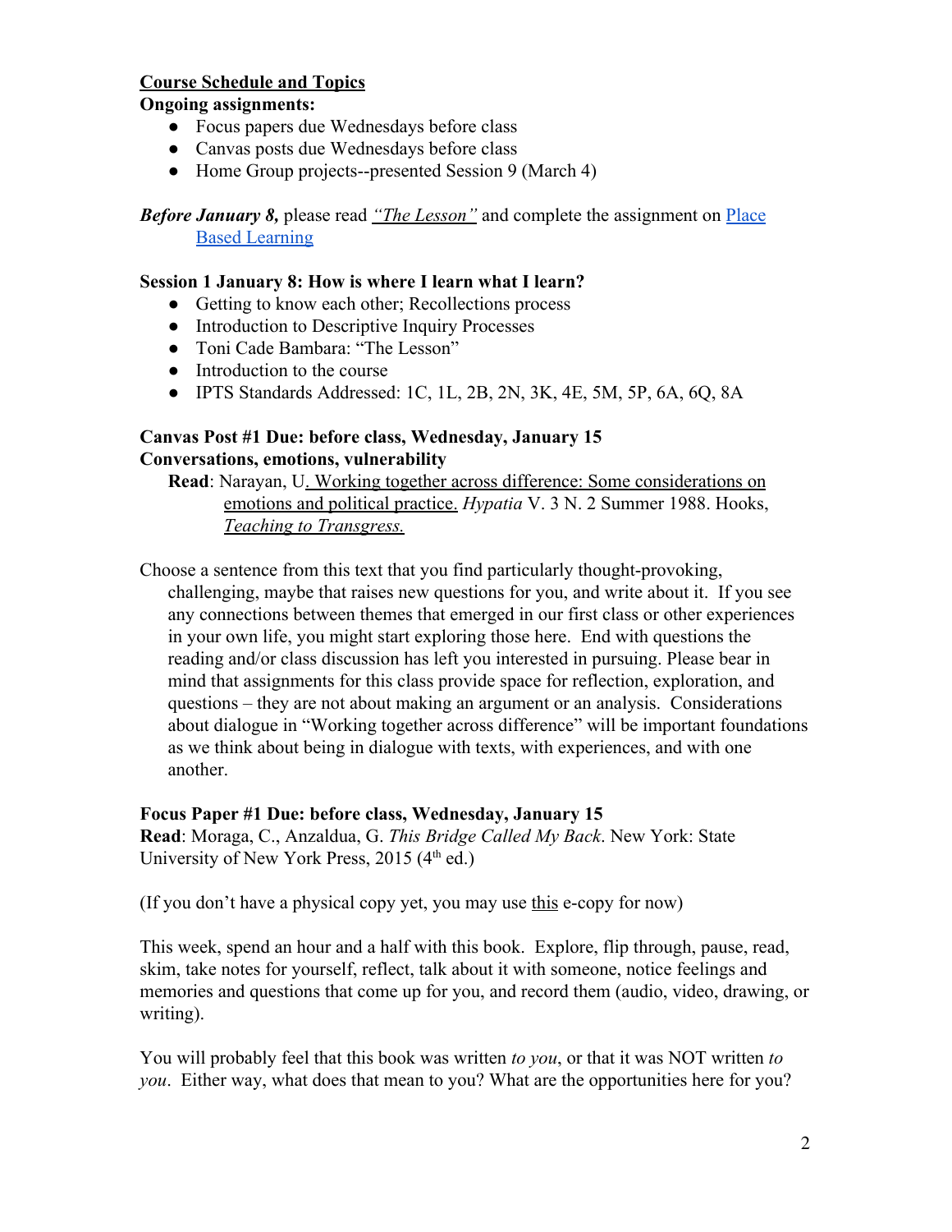**Course Schedule and Topics**

**Ongoing assignments:**

- Focus papers due Wednesdays before class
- Canvas posts due Wednesdays before class
- Home Group projects--presented Session 9 (March 4)

***Before January 8,*** please read *"The Lesson"* and complete the assignment on Place Based Learning

**Session 1 January 8: How is where I learn what I learn?**

- Getting to know each other; Recollections process
- Introduction to Descriptive Inquiry Processes
- Toni Cade Bambara: "The Lesson"
- Introduction to the course
- IPTS Standards Addressed: 1C, 1L, 2B, 2N, 3K, 4E, 5M, 5P, 6A, 6Q, 8A

**Canvas Post #1 Due: before class, Wednesday, January 15**
**Conversations, emotions, vulnerability**

**Read**: Narayan, U. Working together across difference: Some considerations on emotions and political practice. *Hypatia* V. 3 N. 2 Summer 1988. Hooks, *Teaching to Transgress.*

Choose a sentence from this text that you find particularly thought-provoking, challenging, maybe that raises new questions for you, and write about it. If you see any connections between themes that emerged in our first class or other experiences in your own life, you might start exploring those here. End with questions the reading and/or class discussion has left you interested in pursuing. Please bear in mind that assignments for this class provide space for reflection, exploration, and questions – they are not about making an argument or an analysis. Considerations about dialogue in "Working together across difference" will be important foundations as we think about being in dialogue with texts, with experiences, and with one another.

**Focus Paper #1 Due: before class, Wednesday, January 15**
**Read**: Moraga, C., Anzaldua, G. *This Bridge Called My Back*. New York: State University of New York Press, 2015 (4th ed.)

(If you don't have a physical copy yet, you may use this e-copy for now)

This week, spend an hour and a half with this book. Explore, flip through, pause, read, skim, take notes for yourself, reflect, talk about it with someone, notice feelings and memories and questions that come up for you, and record them (audio, video, drawing, or writing).

You will probably feel that this book was written *to you*, or that it was NOT written *to you*. Either way, what does that mean to you? What are the opportunities here for you?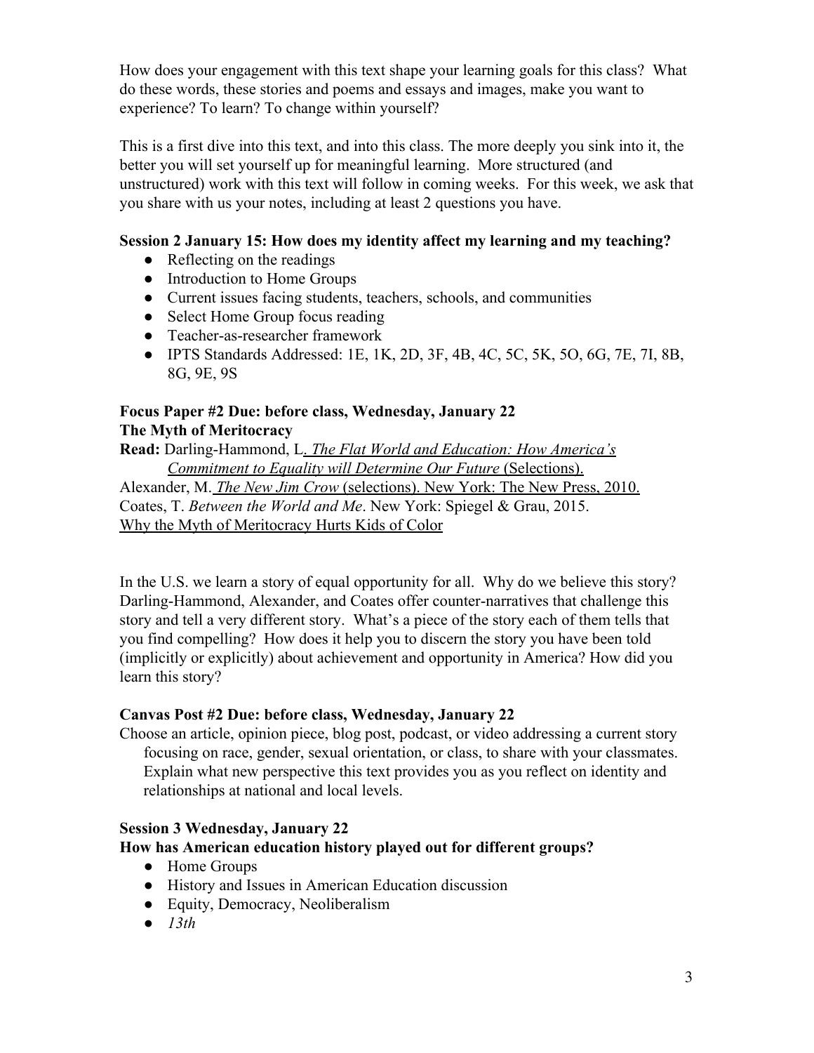How does your engagement with this text shape your learning goals for this class? What do these words, these stories and poems and essays and images, make you want to experience? To learn? To change within yourself?

This is a first dive into this text, and into this class. The more deeply you sink into it, the better you will set yourself up for meaningful learning. More structured (and unstructured) work with this text will follow in coming weeks. For this week, we ask that you share with us your notes, including at least 2 questions you have.

**Session 2 January 15: How does my identity affect my learning and my teaching?**

- Reflecting on the readings
- Introduction to Home Groups
- Current issues facing students, teachers, schools, and communities
- Select Home Group focus reading
- Teacher-as-researcher framework
- IPTS Standards Addressed: 1E, 1K, 2D, 3F, 4B, 4C, 5C, 5K, 5O, 6G, 7E, 7I, 8B, 8G, 9E, 9S

**Focus Paper #2 Due: before class, Wednesday, January 22**
**The Myth of Meritocracy**

**Read:** Darling-Hammond, L. *The Flat World and Education: How America's Commitment to Equality will Determine Our Future* (Selections).
Alexander, M. *The New Jim Crow* (selections). New York: The New Press, 2010.
Coates, T. *Between the World and Me*. New York: Spiegel & Grau, 2015.
Why the Myth of Meritocracy Hurts Kids of Color

In the U.S. we learn a story of equal opportunity for all. Why do we believe this story? Darling-Hammond, Alexander, and Coates offer counter-narratives that challenge this story and tell a very different story. What's a piece of the story each of them tells that you find compelling? How does it help you to discern the story you have been told (implicitly or explicitly) about achievement and opportunity in America? How did you learn this story?

**Canvas Post #2 Due: before class, Wednesday, January 22**

Choose an article, opinion piece, blog post, podcast, or video addressing a current story focusing on race, gender, sexual orientation, or class, to share with your classmates. Explain what new perspective this text provides you as you reflect on identity and relationships at national and local levels.

**Session 3 Wednesday, January 22**
**How has American education history played out for different groups?**

- Home Groups
- History and Issues in American Education discussion
- Equity, Democracy, Neoliberalism
- *13th*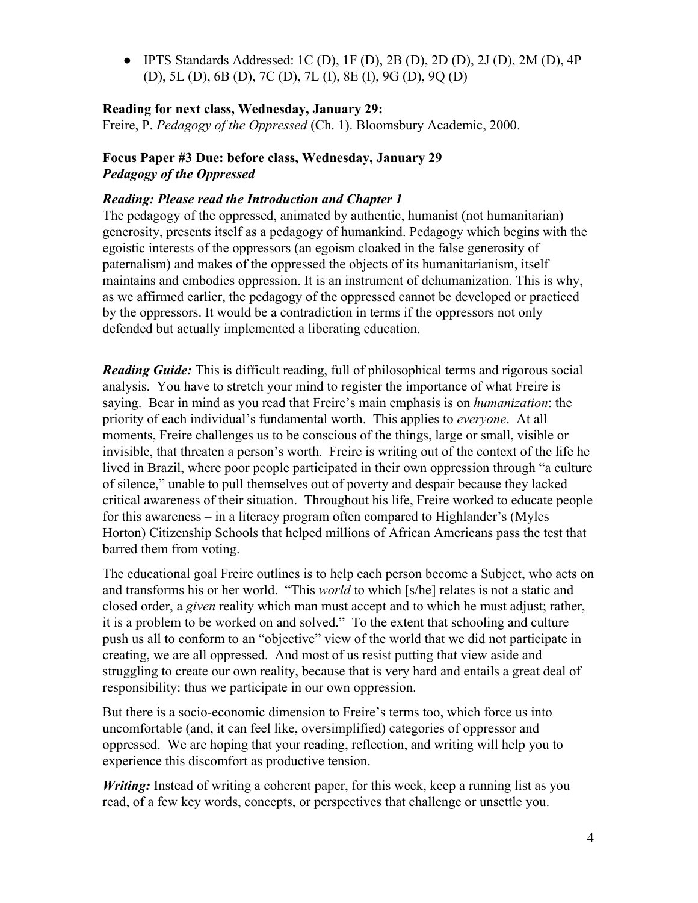- IPTS Standards Addressed: 1C (D), 1F (D), 2B (D), 2D (D), 2J (D), 2M (D), 4P (D), 5L (D), 6B (D), 7C (D), 7L (I), 8E (I), 9G (D), 9Q (D)

**Reading for next class, Wednesday, January 29:**
Freire, P. *Pedagogy of the Oppressed* (Ch. 1). Bloomsbury Academic, 2000.

**Focus Paper #3 Due: before class, Wednesday, January 29**
***Pedagogy of the Oppressed***

***Reading: Please read the Introduction and Chapter 1***
The pedagogy of the oppressed, animated by authentic, humanist (not humanitarian) generosity, presents itself as a pedagogy of humankind. Pedagogy which begins with the egoistic interests of the oppressors (an egoism cloaked in the false generosity of paternalism) and makes of the oppressed the objects of its humanitarianism, itself maintains and embodies oppression. It is an instrument of dehumanization. This is why, as we affirmed earlier, the pedagogy of the oppressed cannot be developed or practiced by the oppressors. It would be a contradiction in terms if the oppressors not only defended but actually implemented a liberating education.

***Reading Guide:*** This is difficult reading, full of philosophical terms and rigorous social analysis. You have to stretch your mind to register the importance of what Freire is saying. Bear in mind as you read that Freire's main emphasis is on *humanization*: the priority of each individual's fundamental worth. This applies to *everyone*. At all moments, Freire challenges us to be conscious of the things, large or small, visible or invisible, that threaten a person's worth. Freire is writing out of the context of the life he lived in Brazil, where poor people participated in their own oppression through "a culture of silence," unable to pull themselves out of poverty and despair because they lacked critical awareness of their situation. Throughout his life, Freire worked to educate people for this awareness – in a literacy program often compared to Highlander's (Myles Horton) Citizenship Schools that helped millions of African Americans pass the test that barred them from voting.

The educational goal Freire outlines is to help each person become a Subject, who acts on and transforms his or her world. "This *world* to which [s/he] relates is not a static and closed order, a *given* reality which man must accept and to which he must adjust; rather, it is a problem to be worked on and solved." To the extent that schooling and culture push us all to conform to an "objective" view of the world that we did not participate in creating, we are all oppressed. And most of us resist putting that view aside and struggling to create our own reality, because that is very hard and entails a great deal of responsibility: thus we participate in our own oppression.

But there is a socio-economic dimension to Freire's terms too, which force us into uncomfortable (and, it can feel like, oversimplified) categories of oppressor and oppressed. We are hoping that your reading, reflection, and writing will help you to experience this discomfort as productive tension.

***Writing:*** Instead of writing a coherent paper, for this week, keep a running list as you read, of a few key words, concepts, or perspectives that challenge or unsettle you.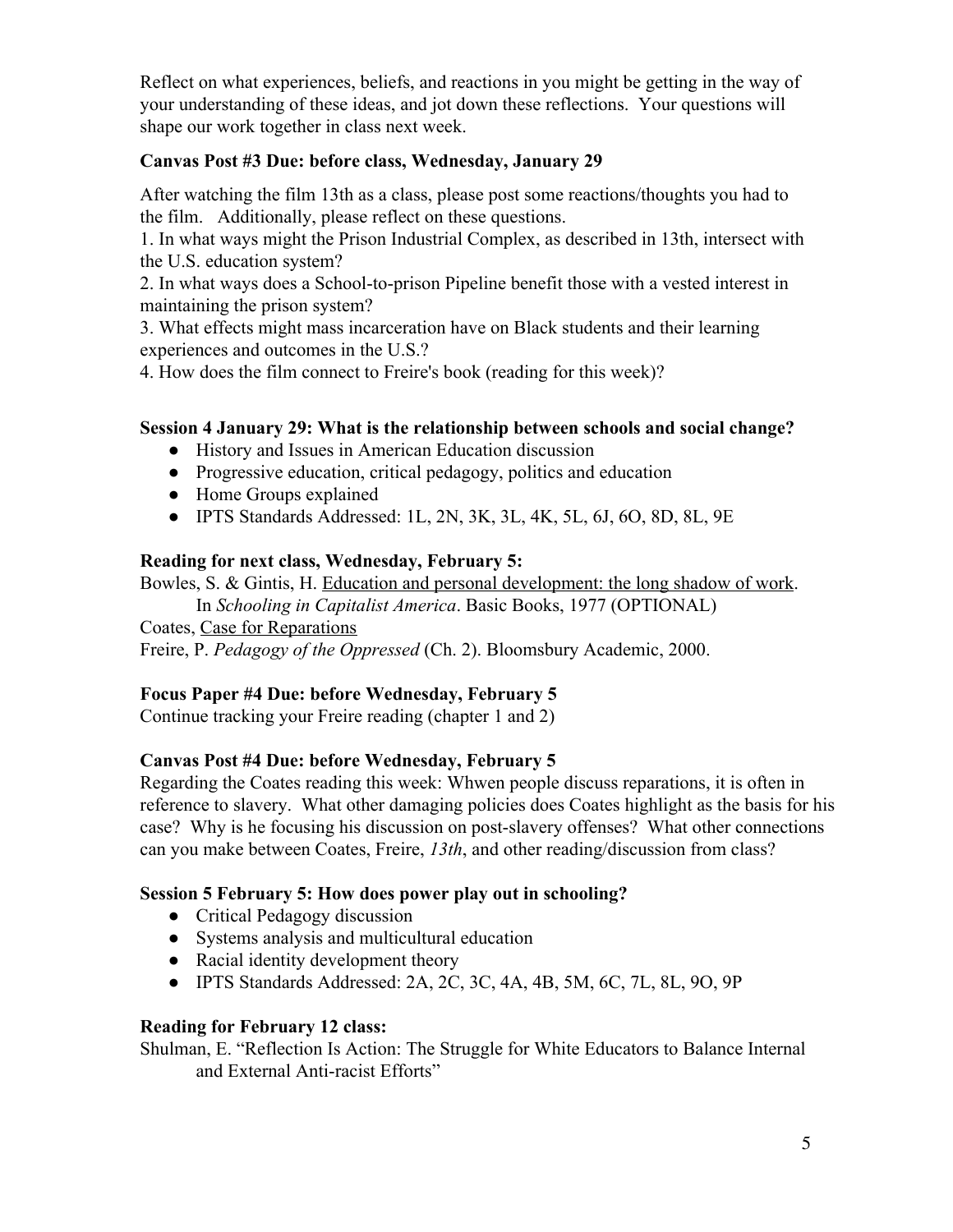Reflect on what experiences, beliefs, and reactions in you might be getting in the way of your understanding of these ideas, and jot down these reflections. Your questions will shape our work together in class next week.

**Canvas Post #3 Due: before class, Wednesday, January 29**

After watching the film 13th as a class, please post some reactions/thoughts you had to the film. Additionally, please reflect on these questions.
1. In what ways might the Prison Industrial Complex, as described in 13th, intersect with the U.S. education system?
2. In what ways does a School-to-prison Pipeline benefit those with a vested interest in maintaining the prison system?
3. What effects might mass incarceration have on Black students and their learning experiences and outcomes in the U.S.?
4. How does the film connect to Freire's book (reading for this week)?

**Session 4 January 29: What is the relationship between schools and social change?**

- History and Issues in American Education discussion
- Progressive education, critical pedagogy, politics and education
- Home Groups explained
- IPTS Standards Addressed: 1L, 2N, 3K, 3L, 4K, 5L, 6J, 6O, 8D, 8L, 9E

**Reading for next class, Wednesday, February 5:**

Bowles, S. & Gintis, H. Education and personal development: the long shadow of work. In *Schooling in Capitalist America*. Basic Books, 1977 (OPTIONAL)
Coates, Case for Reparations
Freire, P. *Pedagogy of the Oppressed* (Ch. 2). Bloomsbury Academic, 2000.

**Focus Paper #4 Due: before Wednesday, February 5**

Continue tracking your Freire reading (chapter 1 and 2)

**Canvas Post #4 Due: before Wednesday, February 5**

Regarding the Coates reading this week: Whwen people discuss reparations, it is often in reference to slavery. What other damaging policies does Coates highlight as the basis for his case? Why is he focusing his discussion on post-slavery offenses? What other connections can you make between Coates, Freire, *13th*, and other reading/discussion from class?

**Session 5 February 5: How does power play out in schooling?**

- Critical Pedagogy discussion
- Systems analysis and multicultural education
- Racial identity development theory
- IPTS Standards Addressed: 2A, 2C, 3C, 4A, 4B, 5M, 6C, 7L, 8L, 9O, 9P

**Reading for February 12 class:**

Shulman, E. "Reflection Is Action: The Struggle for White Educators to Balance Internal and External Anti-racist Efforts"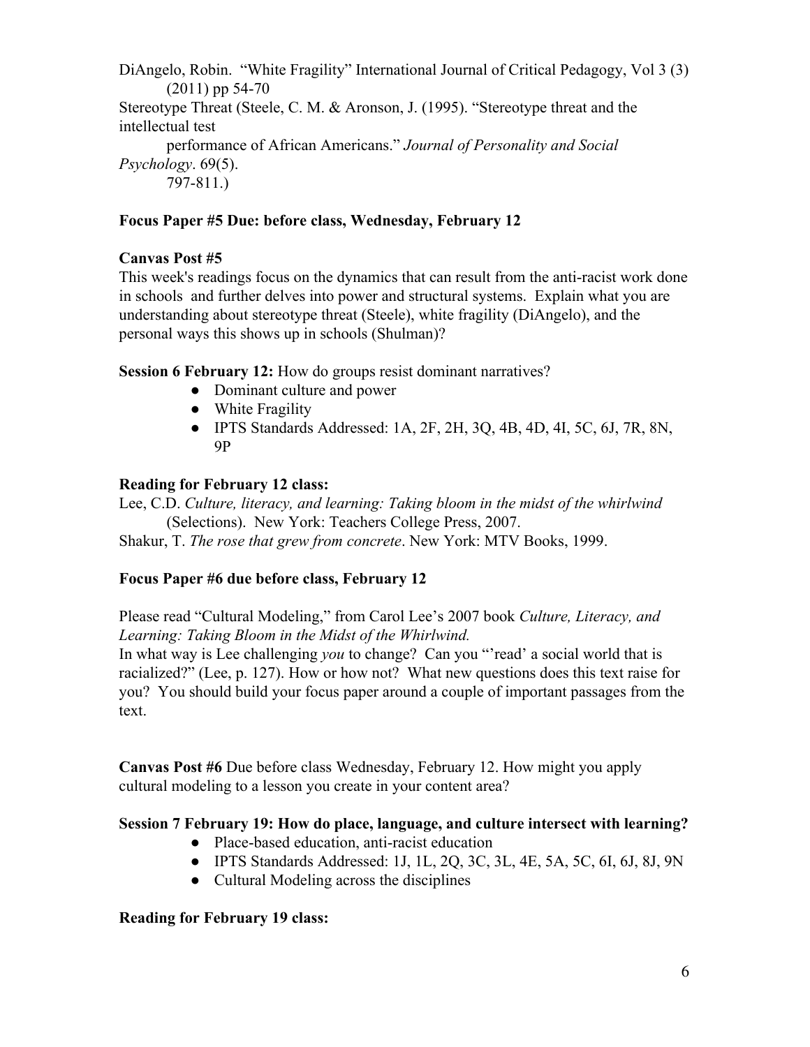DiAngelo, Robin. "White Fragility" International Journal of Critical Pedagogy, Vol 3 (3) (2011) pp 54-70

Stereotype Threat (Steele, C. M. & Aronson, J. (1995). "Stereotype threat and the intellectual test performance of African Americans." *Journal of Personality and Social Psychology*. 69(5). 797-811.)

**Focus Paper #5 Due: before class, Wednesday, February 12**

**Canvas Post #5**

This week's readings focus on the dynamics that can result from the anti-racist work done in schools and further delves into power and structural systems. Explain what you are understanding about stereotype threat (Steele), white fragility (DiAngelo), and the personal ways this shows up in schools (Shulman)?

**Session 6 February 12:** How do groups resist dominant narratives?

- Dominant culture and power
- White Fragility
- IPTS Standards Addressed: 1A, 2F, 2H, 3Q, 4B, 4D, 4I, 5C, 6J, 7R, 8N, 9P

**Reading for February 12 class:**

Lee, C.D. *Culture, literacy, and learning: Taking bloom in the midst of the whirlwind* (Selections). New York: Teachers College Press, 2007.

Shakur, T. *The rose that grew from concrete*. New York: MTV Books, 1999.

**Focus Paper #6 due before class, February 12**

Please read "Cultural Modeling," from Carol Lee's 2007 book *Culture, Literacy, and Learning: Taking Bloom in the Midst of the Whirlwind.*

In what way is Lee challenging *you* to change? Can you "'read' a social world that is racialized?" (Lee, p. 127). How or how not? What new questions does this text raise for you? You should build your focus paper around a couple of important passages from the text.

**Canvas Post #6** Due before class Wednesday, February 12. How might you apply cultural modeling to a lesson you create in your content area?

**Session 7 February 19: How do place, language, and culture intersect with learning?**

- Place-based education, anti-racist education
- IPTS Standards Addressed: 1J, 1L, 2Q, 3C, 3L, 4E, 5A, 5C, 6I, 6J, 8J, 9N
- Cultural Modeling across the disciplines

**Reading for February 19 class:**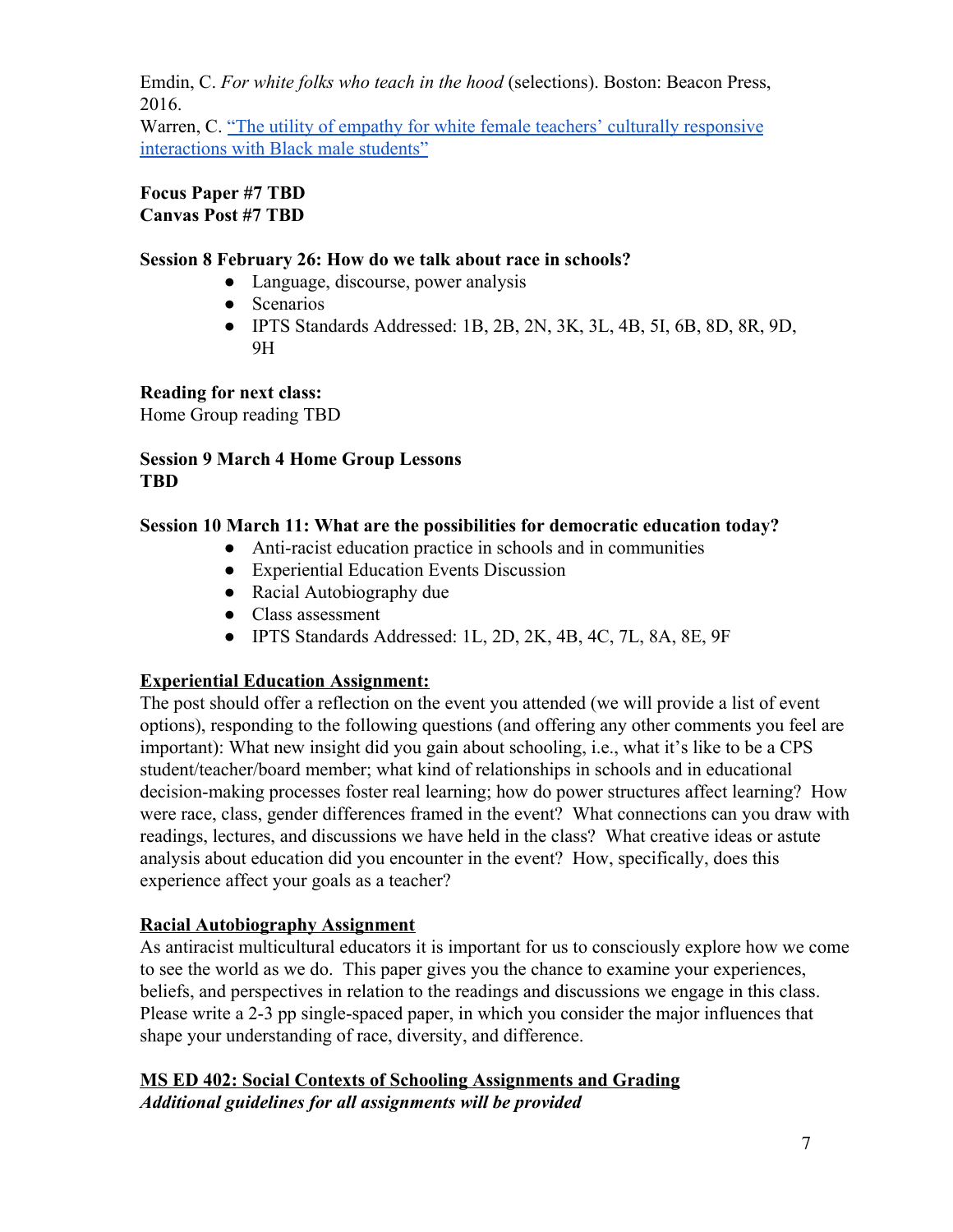Emdin, C. *For white folks who teach in the hood* (selections). Boston: Beacon Press, 2016.
Warren, C. "The utility of empathy for white female teachers' culturally responsive interactions with Black male students"

**Focus Paper #7 TBD**
**Canvas Post #7 TBD**

**Session 8 February 26: How do we talk about race in schools?**

- Language, discourse, power analysis
- Scenarios
- IPTS Standards Addressed: 1B, 2B, 2N, 3K, 3L, 4B, 5I, 6B, 8D, 8R, 9D, 9H

**Reading for next class:**
Home Group reading TBD

**Session 9 March 4 Home Group Lessons**
**TBD**

**Session 10 March 11: What are the possibilities for democratic education today?**

- Anti-racist education practice in schools and in communities
- Experiential Education Events Discussion
- Racial Autobiography due
- Class assessment
- IPTS Standards Addressed: 1L, 2D, 2K, 4B, 4C, 7L, 8A, 8E, 9F

**Experiential Education Assignment:**
The post should offer a reflection on the event you attended (we will provide a list of event options), responding to the following questions (and offering any other comments you feel are important): What new insight did you gain about schooling, i.e., what it's like to be a CPS student/teacher/board member; what kind of relationships in schools and in educational decision-making processes foster real learning; how do power structures affect learning? How were race, class, gender differences framed in the event? What connections can you draw with readings, lectures, and discussions we have held in the class? What creative ideas or astute analysis about education did you encounter in the event? How, specifically, does this experience affect your goals as a teacher?

**Racial Autobiography Assignment**
As antiracist multicultural educators it is important for us to consciously explore how we come to see the world as we do. This paper gives you the chance to examine your experiences, beliefs, and perspectives in relation to the readings and discussions we engage in this class. Please write a 2-3 pp single-spaced paper, in which you consider the major influences that shape your understanding of race, diversity, and difference.

**MS ED 402: Social Contexts of Schooling Assignments and Grading**
***Additional guidelines for all assignments will be provided***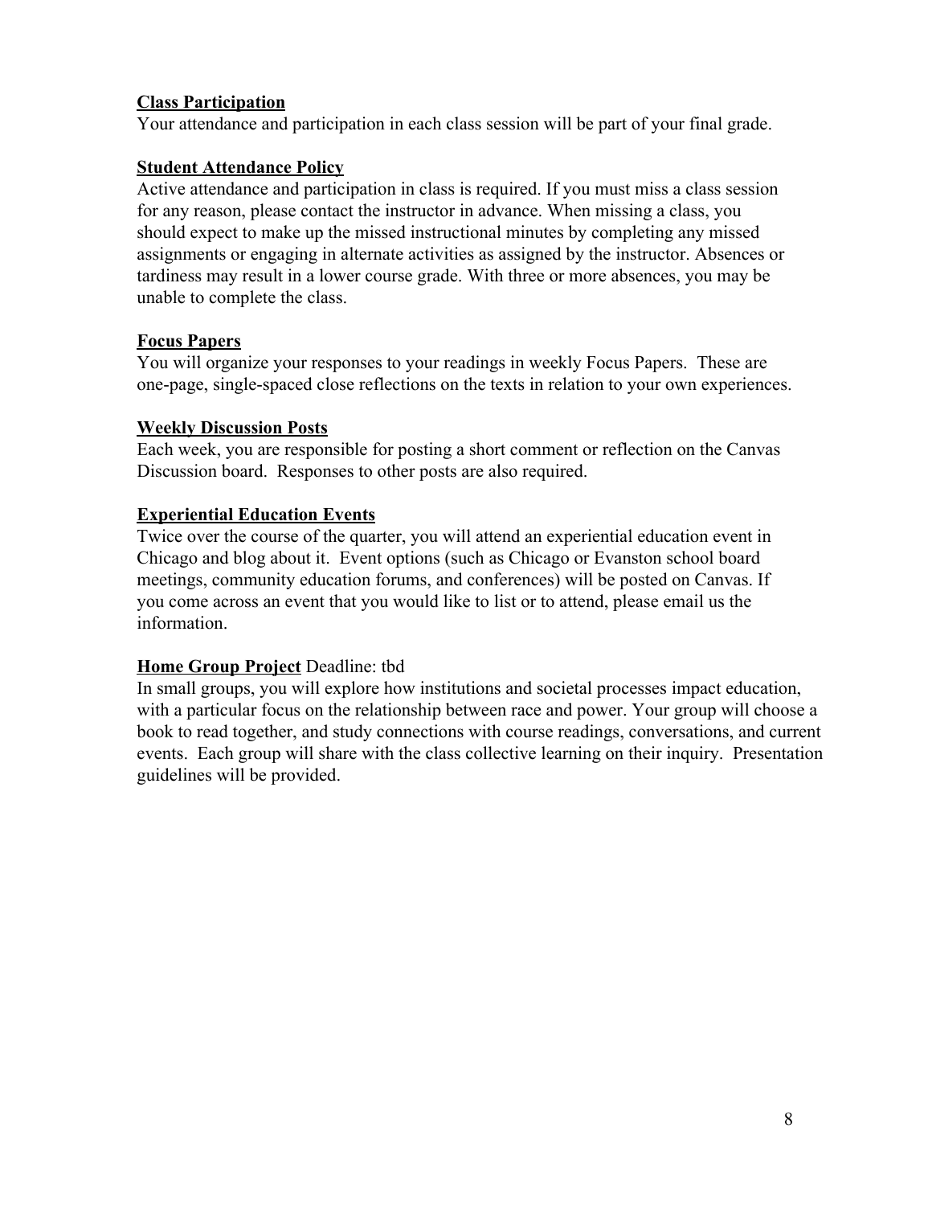**Class Participation**
Your attendance and participation in each class session will be part of your final grade.

**Student Attendance Policy**
Active attendance and participation in class is required. If you must miss a class session for any reason, please contact the instructor in advance. When missing a class, you should expect to make up the missed instructional minutes by completing any missed assignments or engaging in alternate activities as assigned by the instructor. Absences or tardiness may result in a lower course grade. With three or more absences, you may be unable to complete the class.

**Focus Papers**
You will organize your responses to your readings in weekly Focus Papers. These are one-page, single-spaced close reflections on the texts in relation to your own experiences.

**Weekly Discussion Posts**
Each week, you are responsible for posting a short comment or reflection on the Canvas Discussion board. Responses to other posts are also required.

**Experiential Education Events**
Twice over the course of the quarter, you will attend an experiential education event in Chicago and blog about it. Event options (such as Chicago or Evanston school board meetings, community education forums, and conferences) will be posted on Canvas. If you come across an event that you would like to list or to attend, please email us the information.

**Home Group Project** Deadline: tbd
In small groups, you will explore how institutions and societal processes impact education, with a particular focus on the relationship between race and power. Your group will choose a book to read together, and study connections with course readings, conversations, and current events. Each group will share with the class collective learning on their inquiry. Presentation guidelines will be provided.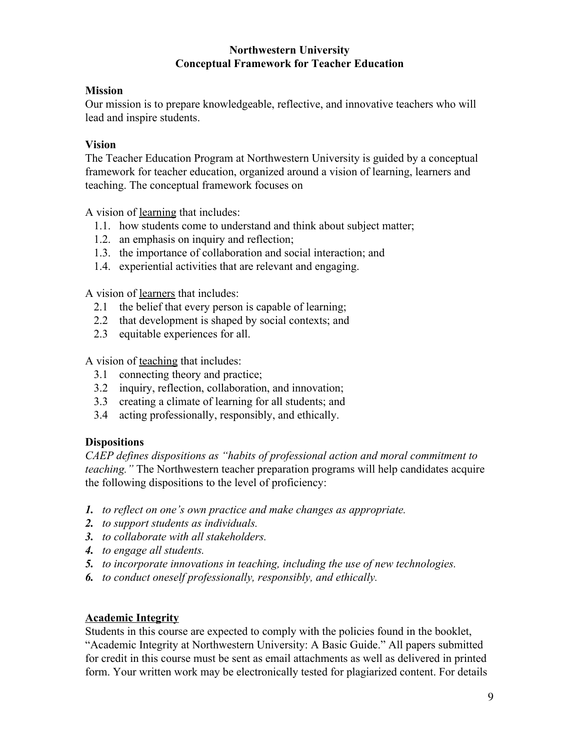# Northwestern University
## Conceptual Framework for Teacher Education

**Mission**

Our mission is to prepare knowledgeable, reflective, and innovative teachers who will lead and inspire students.

**Vision**

The Teacher Education Program at Northwestern University is guided by a conceptual framework for teacher education, organized around a vision of learning, learners and teaching. The conceptual framework focuses on

A vision of <u>learning</u> that includes:

- 1.1. how students come to understand and think about subject matter;
- 1.2. an emphasis on inquiry and reflection;
- 1.3. the importance of collaboration and social interaction; and
- 1.4. experiential activities that are relevant and engaging.

A vision of <u>learners</u> that includes:

- 2.1 the belief that every person is capable of learning;
- 2.2 that development is shaped by social contexts; and
- 2.3 equitable experiences for all.

A vision of <u>teaching</u> that includes:

- 3.1 connecting theory and practice;
- 3.2 inquiry, reflection, collaboration, and innovation;
- 3.3 creating a climate of learning for all students; and
- 3.4 acting professionally, responsibly, and ethically.

**Dispositions**

*CAEP defines dispositions as "habits of professional action and moral commitment to teaching."* The Northwestern teacher preparation programs will help candidates acquire the following dispositions to the level of proficiency:

1. *to reflect on one's own practice and make changes as appropriate.*
2. *to support students as individuals.*
3. *to collaborate with all stakeholders.*
4. *to engage all students.*
5. *to incorporate innovations in teaching, including the use of new technologies.*
6. *to conduct oneself professionally, responsibly, and ethically.*

**<u>Academic Integrity</u>**

Students in this course are expected to comply with the policies found in the booklet, "Academic Integrity at Northwestern University: A Basic Guide." All papers submitted for credit in this course must be sent as email attachments as well as delivered in printed form. Your written work may be electronically tested for plagiarized content. For details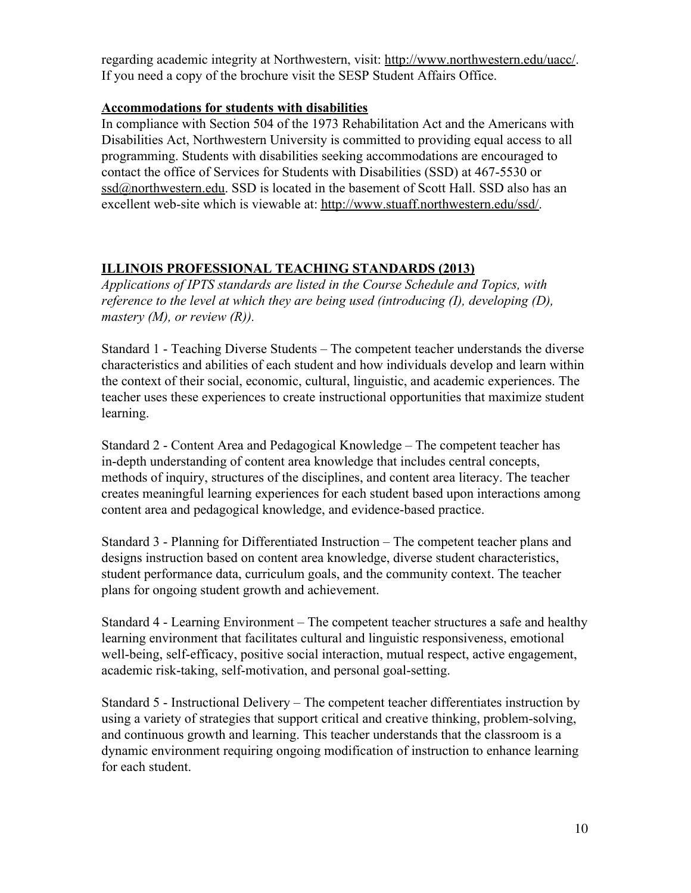regarding academic integrity at Northwestern, visit: http://www.northwestern.edu/uacc/. If you need a copy of the brochure visit the SESP Student Affairs Office.

**Accommodations for students with disabilities**

In compliance with Section 504 of the 1973 Rehabilitation Act and the Americans with Disabilities Act, Northwestern University is committed to providing equal access to all programming. Students with disabilities seeking accommodations are encouraged to contact the office of Services for Students with Disabilities (SSD) at 467-5530 or ssd@northwestern.edu. SSD is located in the basement of Scott Hall. SSD also has an excellent web-site which is viewable at: http://www.stuaff.northwestern.edu/ssd/.

## ILLINOIS PROFESSIONAL TEACHING STANDARDS (2013)

*Applications of IPTS standards are listed in the Course Schedule and Topics, with reference to the level at which they are being used (introducing (I), developing (D), mastery (M), or review (R)).*

Standard 1 - Teaching Diverse Students – The competent teacher understands the diverse characteristics and abilities of each student and how individuals develop and learn within the context of their social, economic, cultural, linguistic, and academic experiences. The teacher uses these experiences to create instructional opportunities that maximize student learning.

Standard 2 - Content Area and Pedagogical Knowledge – The competent teacher has in-depth understanding of content area knowledge that includes central concepts, methods of inquiry, structures of the disciplines, and content area literacy. The teacher creates meaningful learning experiences for each student based upon interactions among content area and pedagogical knowledge, and evidence-based practice.

Standard 3 - Planning for Differentiated Instruction – The competent teacher plans and designs instruction based on content area knowledge, diverse student characteristics, student performance data, curriculum goals, and the community context. The teacher plans for ongoing student growth and achievement.

Standard 4 - Learning Environment – The competent teacher structures a safe and healthy learning environment that facilitates cultural and linguistic responsiveness, emotional well-being, self-efficacy, positive social interaction, mutual respect, active engagement, academic risk-taking, self-motivation, and personal goal-setting.

Standard 5 - Instructional Delivery – The competent teacher differentiates instruction by using a variety of strategies that support critical and creative thinking, problem-solving, and continuous growth and learning. This teacher understands that the classroom is a dynamic environment requiring ongoing modification of instruction to enhance learning for each student.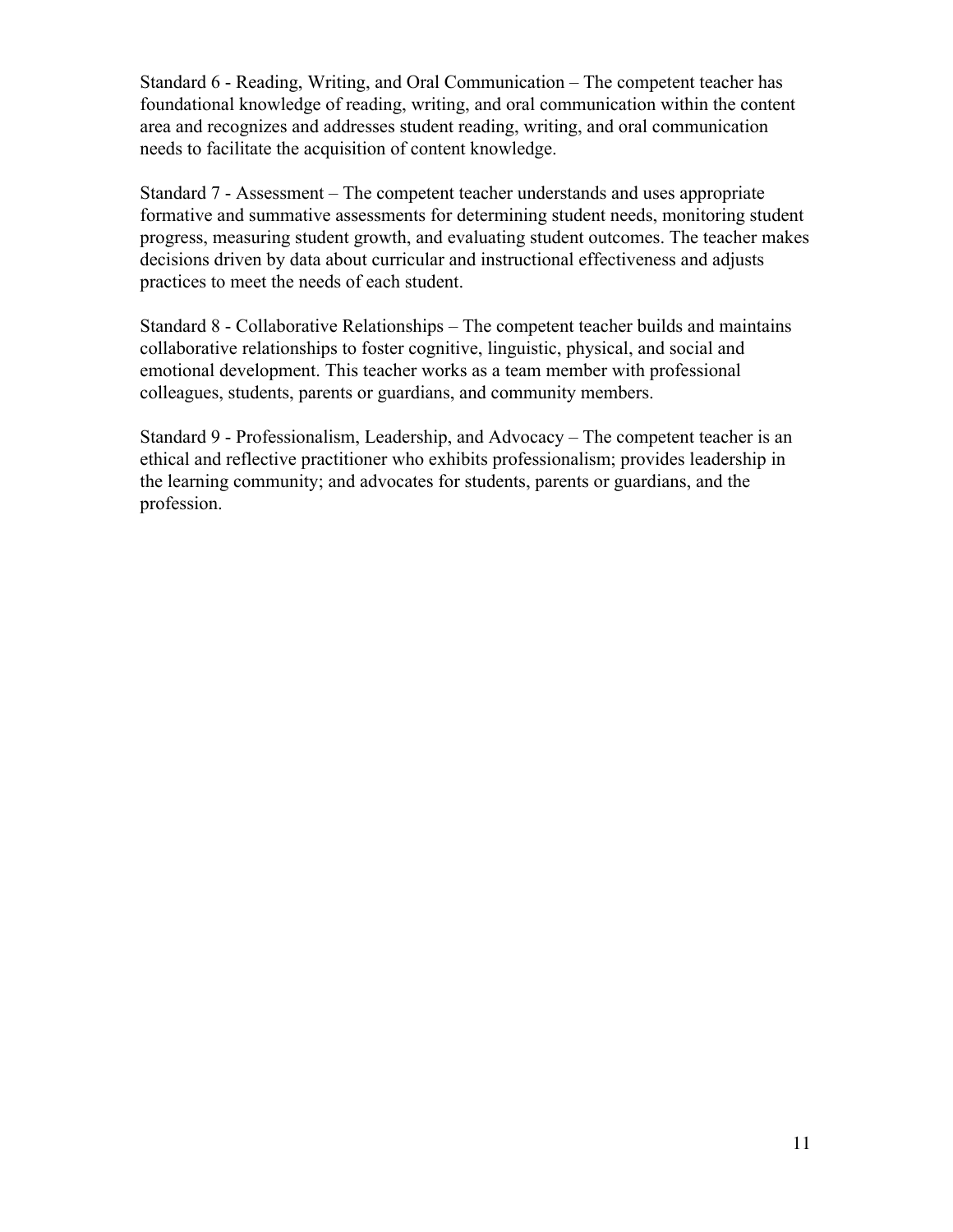Standard 6 - Reading, Writing, and Oral Communication – The competent teacher has foundational knowledge of reading, writing, and oral communication within the content area and recognizes and addresses student reading, writing, and oral communication needs to facilitate the acquisition of content knowledge.

Standard 7 - Assessment – The competent teacher understands and uses appropriate formative and summative assessments for determining student needs, monitoring student progress, measuring student growth, and evaluating student outcomes. The teacher makes decisions driven by data about curricular and instructional effectiveness and adjusts practices to meet the needs of each student.

Standard 8 - Collaborative Relationships – The competent teacher builds and maintains collaborative relationships to foster cognitive, linguistic, physical, and social and emotional development. This teacher works as a team member with professional colleagues, students, parents or guardians, and community members.

Standard 9 - Professionalism, Leadership, and Advocacy – The competent teacher is an ethical and reflective practitioner who exhibits professionalism; provides leadership in the learning community; and advocates for students, parents or guardians, and the profession.